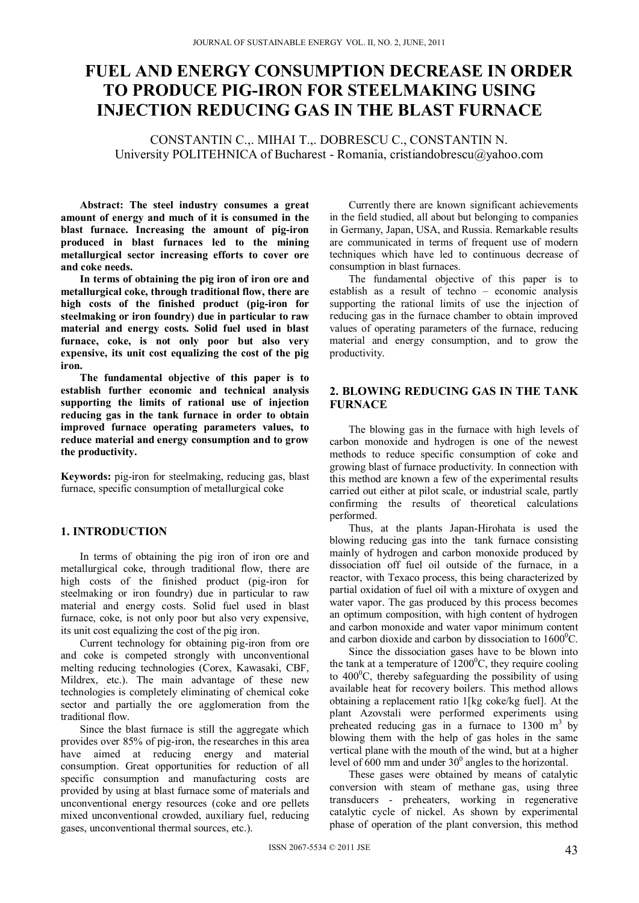# FUEL AND ENERGY CONSUMPTION DECREASE IN ORDER TO PRODUCE PIG-IRON FOR STEELMAKING USING INJECTION REDUCING GAS IN THE BLAST FURNACE

CONSTANTIN C.,. MIHAI T.,. DOBRESCU C., CONSTANTIN N.
University POLITEHNICA of Bucharest - Romania, cristiandobrescu@yahoo.com

**Abstract: The steel industry consumes a great amount of energy and much of it is consumed in the blast furnace. Increasing the amount of pig-iron produced in blast furnaces led to the mining metallurgical sector increasing efforts to cover ore and coke needs.**

**In terms of obtaining the pig iron of iron ore and metallurgical coke, through traditional flow, there are high costs of the finished product (pig-iron for steelmaking or iron foundry) due in particular to raw material and energy costs. Solid fuel used in blast furnace, coke, is not only poor but also very expensive, its unit cost equalizing the cost of the pig iron.**

**The fundamental objective of this paper is to establish further economic and technical analysis supporting the limits of rational use of injection reducing gas in the tank furnace in order to obtain improved furnace operating parameters values, to reduce material and energy consumption and to grow the productivity.**

**Keywords:** pig-iron for steelmaking, reducing gas, blast furnace, specific consumption of metallurgical coke

## 1. INTRODUCTION

In terms of obtaining the pig iron of iron ore and metallurgical coke, through traditional flow, there are high costs of the finished product (pig-iron for steelmaking or iron foundry) due in particular to raw material and energy costs. Solid fuel used in blast furnace, coke, is not only poor but also very expensive, its unit cost equalizing the cost of the pig iron.

Current technology for obtaining pig-iron from ore and coke is competed strongly with unconventional melting reducing technologies (Corex, Kawasaki, CBF, Mildrex, etc.). The main advantage of these new technologies is completely eliminating of chemical coke sector and partially the ore agglomeration from the traditional flow.

Since the blast furnace is still the aggregate which provides over 85% of pig-iron, the researches in this area have aimed at reducing energy and material consumption. Great opportunities for reduction of all specific consumption and manufacturing costs are provided by using at blast furnace some of materials and unconventional energy resources (coke and ore pellets mixed unconventional crowded, auxiliary fuel, reducing gases, unconventional thermal sources, etc.).

Currently there are known significant achievements in the field studied, all about but belonging to companies in Germany, Japan, USA, and Russia. Remarkable results are communicated in terms of frequent use of modern techniques which have led to continuous decrease of consumption in blast furnaces.

The fundamental objective of this paper is to establish as a result of techno – economic analysis supporting the rational limits of use the injection of reducing gas in the furnace chamber to obtain improved values of operating parameters of the furnace, reducing material and energy consumption, and to grow the productivity.

## 2. BLOWING REDUCING GAS IN THE TANK FURNACE

The blowing gas in the furnace with high levels of carbon monoxide and hydrogen is one of the newest methods to reduce specific consumption of coke and growing blast of furnace productivity. In connection with this method are known a few of the experimental results carried out either at pilot scale, or industrial scale, partly confirming the results of theoretical calculations performed.

Thus, at the plants Japan-Hirohata is used the blowing reducing gas into the tank furnace consisting mainly of hydrogen and carbon monoxide produced by dissociation off fuel oil outside of the furnace, in a reactor, with Texaco process, this being characterized by partial oxidation of fuel oil with a mixture of oxygen and water vapor. The gas produced by this process becomes an optimum composition, with high content of hydrogen and carbon monoxide and water vapor minimum content and carbon dioxide and carbon by dissociation to 1600$^0$C.

Since the dissociation gases have to be blown into the tank at a temperature of 1200$^0$C, they require cooling to 400$^0$C, thereby safeguarding the possibility of using available heat for recovery boilers. This method allows obtaining a replacement ratio 1[kg coke/kg fuel]. At the plant Azovstali were performed experiments using preheated reducing gas in a furnace to 1300 m$^3$ by blowing them with the help of gas holes in the same vertical plane with the mouth of the wind, but at a higher level of 600 mm and under 30$^0$ angles to the horizontal.

These gases were obtained by means of catalytic conversion with steam of methane gas, using three transducers - preheaters, working in regenerative catalytic cycle of nickel. As shown by experimental phase of operation of the plant conversion, this method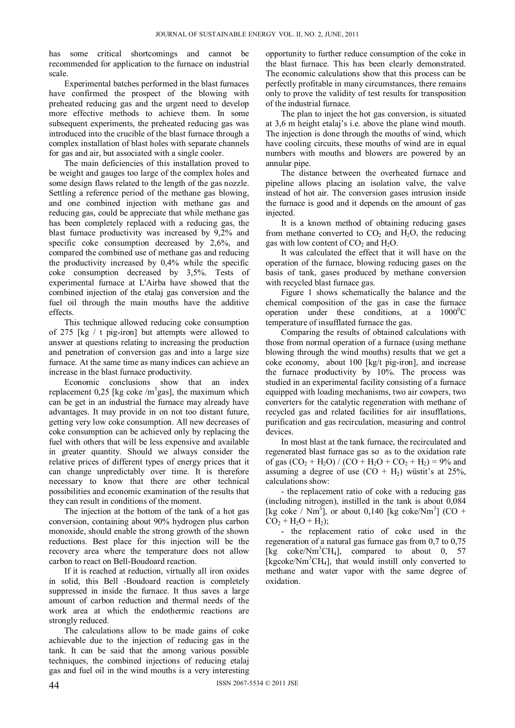has some critical shortcomings and cannot be recommended for application to the furnace on industrial scale.

Experimental batches performed in the blast furnaces have confirmed the prospect of the blowing with preheated reducing gas and the urgent need to develop more effective methods to achieve them. In some subsequent experiments, the preheated reducing gas was introduced into the crucible of the blast furnace through a complex installation of blast holes with separate channels for gas and air, but associated with a single cooler.

The main deficiencies of this installation proved to be weight and gauges too large of the complex holes and some design flaws related to the length of the gas nozzle. Settling a reference period of the methane gas blowing, and one combined injection with methane gas and reducing gas, could be appreciate that while methane gas has been completely replaced with a reducing gas, the blast furnace productivity was increased by 9,2% and specific coke consumption decreased by 2,6%, and compared the combined use of methane gas and reducing the productivity increased by 0,4% while the specific coke consumption decreased by 3,5%. Tests of experimental furnace at L'Airba have showed that the combined injection of the etalaj gas conversion and the fuel oil through the main mouths have the additive effects.

This technique allowed reducing coke consumption of 275 [kg / t pig-iron] but attempts were allowed to answer at questions relating to increasing the production and penetration of conversion gas and into a large size furnace. At the same time as many indices can achieve an increase in the blast furnace productivity.

Economic conclusions show that an index replacement 0,25 [kg coke /m$^3$gas], the maximum which can be get in an industrial the furnace may already have advantages. It may provide in on not too distant future, getting very low coke consumption. All new decreases of coke consumption can be achieved only by replacing the fuel with others that will be less expensive and available in greater quantity. Should we always consider the relative prices of different types of energy prices that it can change unpredictably over time. It is therefore necessary to know that there are other technical possibilities and economic examination of the results that they can result in conditions of the moment.

The injection at the bottom of the tank of a hot gas conversion, containing about 90% hydrogen plus carbon monoxide, should enable the strong growth of the shown reductions. Best place for this injection will be the recovery area where the temperature does not allow carbon to react on Bell-Boudoard reaction.

If it is reached at reduction, virtually all iron oxides in solid, this Bell -Boudoard reaction is completely suppressed in inside the furnace. It thus saves a large amount of carbon reduction and thermal needs of the work area at which the endothermic reactions are strongly reduced.

The calculations allow to be made gains of coke achievable due to the injection of reducing gas in the tank. It can be said that the among various possible techniques, the combined injections of reducing etalaj gas and fuel oil in the wind mouths is a very interesting opportunity to further reduce consumption of the coke in the blast furnace. This has been clearly demonstrated. The economic calculations show that this process can be perfectly profitable in many circumstances, there remains only to prove the validity of test results for transposition of the industrial furnace.

The plan to inject the hot gas conversion, is situated at 3,6 m height etalaj's i.e. above the plane wind mouth. The injection is done through the mouths of wind, which have cooling circuits, these mouths of wind are in equal numbers with mouths and blowers are powered by an annular pipe.

The distance between the overheated furnace and pipeline allows placing an isolation valve, the valve instead of hot air. The conversion gases intrusion inside the furnace is good and it depends on the amount of gas injected.

It is a known method of obtaining reducing gases from methane converted to $CO_2$ and $H_2O$, the reducing gas with low content of $CO_2$ and $H_2O$.

It was calculated the effect that it will have on the operation of the furnace, blowing reducing gases on the basis of tank, gases produced by methane conversion with recycled blast furnace gas.

Figure 1 shows schematically the balance and the chemical composition of the gas in case the furnace operation under these conditions, at a $1000^0$C temperature of insufflated furnace the gas.

Comparing the results of obtained calculations with those from normal operation of a furnace (using methane blowing through the wind mouths) results that we get a coke economy, about 100 [kg/t pig-iron], and increase the furnace productivity by 10%. The process was studied in an experimental facility consisting of a furnace equipped with loading mechanisms, two air cowpers, two converters for the catalytic regeneration with methane of recycled gas and related facilities for air insufflations, purification and gas recirculation, measuring and control devices.

In most blast at the tank furnace, the recirculated and regenerated blast furnace gas so as to the oxidation rate of gas $(CO_2 + H_2O) / (CO + H_2O + CO_2 + H_2) = 9\%$ and assuming a degree of use $(CO + H_2)$ wüstit's at 25%, calculations show:

- the replacement ratio of coke with a reducing gas (including nitrogen), instilled in the tank is about 0,084 [kg coke / Nm$^3$], or about 0,140 [kg coke/Nm$^3$] $(CO + CO_2 + H_2O + H_2)$;
- the replacement ratio of coke used in the regeneration of a natural gas furnace gas from 0,7 to 0,75 [kg coke/Nm$^3$$CH_4$], compared to about 0, 57 [kgcoke/Nm$^3$$CH_4$], that would instill only converted to methane and water vapor with the same degree of oxidation.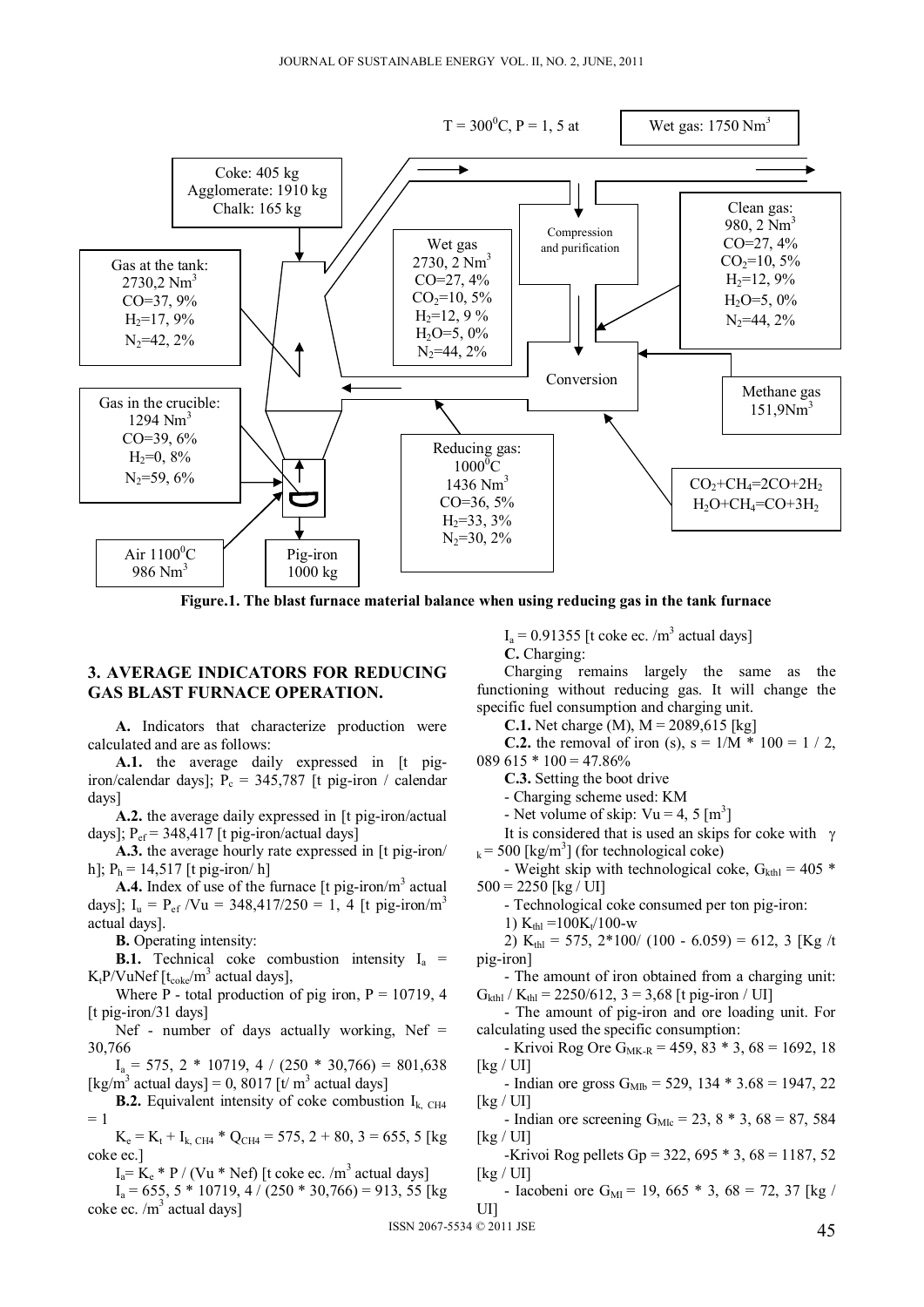T = $300^0$C, P = 1, 5 at

Wet gas: 1750 $Nm^3$

Coke: 405 kg
Agglomerate: 1910 kg
Chalk: 165 kg

Gas at the tank:
2730,2 $Nm^3$
CO=37, 9%
$H_2$=17, 9%
$N_2$=42, 2%

Wet gas
2730, 2 $Nm^3$
CO=27, 4%
$CO_2$=10, 5%
$H_2$=12, 9 %
$H_2O$=5, 0%
$N_2$=44, 2%

Compression and purification

Clean gas:
980, 2 $Nm^3$
CO=27, 4%
$CO_2$=10, 5%
$H_2$=12, 9%
$H_2O$=5, 0%
$N_2$=44, 2%

Conversion

Methane gas
151,9$Nm^3$

Gas in the crucible:
1294 $Nm^3$
CO=39, 6%
$H_2$=0, 8%
$N_2$=59, 6%

Reducing gas:
$1000^0$C
1436 $Nm^3$
CO=36, 5%
$H_2$=33, 3%
$N_2$=30, 2%

$CO_2+CH_4=2CO+2H_2$
$H_2O+CH_4=CO+3H_2$

Air $1100^0$C
986 $Nm^3$

Pig-iron
1000 kg

**Figure.1. The blast furnace material balance when using reducing gas in the tank furnace**

## 3. AVERAGE INDICATORS FOR REDUCING GAS BLAST FURNACE OPERATION.

**A.** Indicators that characterize production were calculated and are as follows:

**A.1.** the average daily expressed in [t pig-iron/calendar days]; $P_c$ = 345,787 [t pig-iron / calendar days]

**A.2.** the average daily expressed in [t pig-iron/actual days]; $P_{ef}$ = 348,417 [t pig-iron/actual days]

**A.3.** the average hourly rate expressed in [t pig-iron/ h]; $P_h$ = 14,517 [t pig-iron/ h]

**A.4.** Index of use of the furnace [t pig-iron/$m^3$ actual days]; $I_u = P_{ef} / Vu$ = 348,417/250 = 1, 4 [t pig-iron/$m^3$ actual days].

**B.** Operating intensity:

**B.1.** Technical coke combustion intensity $I_a = K_tP/VuNef$ [$t_{coke}$/$m^3$ actual days],

Where P - total production of pig iron, P = 10719, 4 [t pig-iron/31 days]

Nef - number of days actually working, Nef = 30,766

$I_a$ = 575, 2 * 10719, 4 / (250 * 30,766) = 801,638 [kg/$m^3$ actual days] = 0, 8017 [t/ $m^3$ actual days]

**B.2.** Equivalent intensity of coke combustion $I_{k,\ CH4}$ = 1

$K_e = K_t + I_{k,\ CH4} * Q_{CH4}$ = 575, 2 + 80, 3 = 655, 5 [kg coke ec.]

$I_a = K_e * P / (Vu * Nef)$ [t coke ec. /$m^3$ actual days]

$I_a$ = 655, 5 * 10719, 4 / (250 * 30,766) = 913, 55 [kg coke ec. /$m^3$ actual days]

$I_a$ = 0.91355 [t coke ec. /$m^3$ actual days]

**C.** Charging:

Charging remains largely the same as the functioning without reducing gas. It will change the specific fuel consumption and charging unit.

**C.1.** Net charge (M), M = 2089,615 [kg]

**C.2.** the removal of iron (s), s = 1/M * 100 = 1 / 2, 089 615 * 100 = 47.86%

**C.3.** Setting the boot drive

- Charging scheme used: KM
- Net volume of skip: Vu = 4, 5 [$m^3$]

It is considered that is used an skips for coke with $\gamma_k$ = 500 [kg/$m^3$] (for technological coke)

- Weight skip with technological coke, $G_{kthl}$ = 405 * 500 = 2250 [kg / UI]
- Technological coke consumed per ton pig-iron:

1) $K_{thl} = 100K_t/100\text{-}w$

2) $K_{thl}$ = 575, 2*100/ (100 - 6.059) = 612, 3 [Kg /t pig-iron]

- The amount of iron obtained from a charging unit: $G_{kthl}$ / $K_{thl}$ = 2250/612, 3 = 3,68 [t pig-iron / UI]
- The amount of pig-iron and ore loading unit. For calculating used the specific consumption:
- Krivoi Rog Ore $G_{MK\text{-}R}$ = 459, 83 * 3, 68 = 1692, 18 [kg / UI]
- Indian ore gross $G_{MIb}$ = 529, 134 * 3.68 = 1947, 22 [kg / UI]
- Indian ore screening $G_{MIc}$ = 23, 8 * 3, 68 = 87, 584 [kg / UI]
- Krivoi Rog pellets Gp = 322, 695 * 3, 68 = 1187, 52 [kg / UI]
- Iacobeni ore $G_{MI}$ = 19, 665 * 3, 68 = 72, 37 [kg / UI]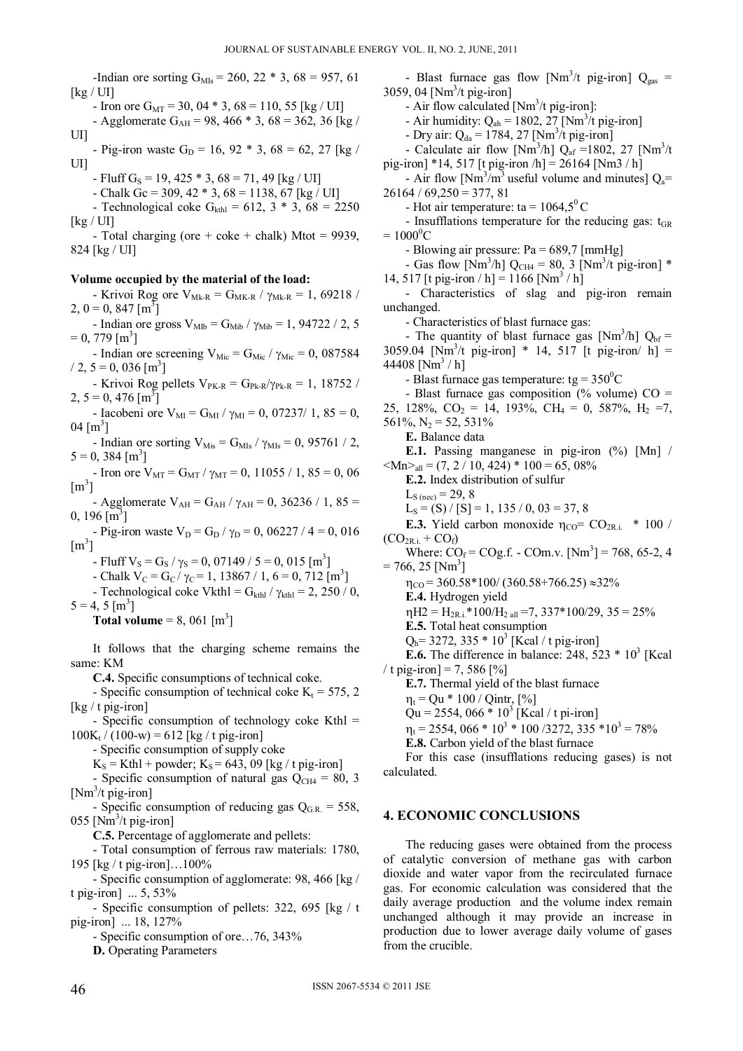-Indian ore sorting $G_{MIs}$ = 260, 22 * 3, 68 = 957, 61 [kg / UI]

- Iron ore $G_{MT}$ = 30, 04 * 3, 68 = 110, 55 [kg / UI]

- Agglomerate $G_{AH}$ = 98, 466 * 3, 68 = 362, 36 [kg / UI]

- Pig-iron waste $G_D$ = 16, 92 * 3, 68 = 62, 27 [kg / UI]

- Fluff $G_S$ = 19, 425 * 3, 68 = 71, 49 [kg / UI]

- Chalk Gc = 309, 42 * 3, 68 = 1138, 67 [kg / UI]

- Technological coke $G_{kthl}$ = 612, 3 * 3, 68 = 2250 [kg / UI]

- Total charging (ore + coke + chalk) Mtot = 9939, 824 [kg / UI]

**Volume occupied by the material of the load:**

- Krivoi Rog ore $V_{Mk-R} = G_{MK-R} / \gamma_{Mk-R}$ = 1, 69218 / 2, 0 = 0, 847 [$m^3$]

- Indian ore gross $V_{MIb} = G_{Mib} / \gamma_{Mib}$ = 1, 94722 / 2, 5 = 0, 779 [$m^3$]

- Indian ore screening $V_{Mic} = G_{Mic} / \gamma_{Mic}$ = 0, 087584 / 2, 5 = 0, 036 [$m^3$]

- Krivoi Rog pellets $V_{PK-R} = G_{Pk-R}/\gamma_{Pk-R}$ = 1, 18752 / 2, 5 = 0, 476 [$m^3$]

- Iacobeni ore $V_{MI} = G_{MI} / \gamma_{MI}$ = 0, 07237/ 1, 85 = 0, 04 [$m^3$]

- Indian ore sorting $V_{MIs} = G_{MIs} / \gamma_{MIs}$ = 0, 95761 / 2, 5 = 0, 384 [$m^3$]

- Iron ore $V_{MT} = G_{MT} / \gamma_{MT}$ = 0, 11055 / 1, 85 = 0, 06 [$m^3$]

- Agglomerate $V_{AH} = G_{AH} / \gamma_{AH}$ = 0, 36236 / 1, 85 = 0, 196 [$m^3$]

- Pig-iron waste $V_D = G_D / \gamma_D$ = 0, 06227 / 4 = 0, 016 [$m^3$]

- Fluff $V_S = G_S / \gamma_S$ = 0, 07149 / 5 = 0, 015 [$m^3$]

- Chalk $V_C = G_C / \gamma_C$ = 1, 13867 / 1, 6 = 0, 712 [$m^3$]

- Technological coke Vkthl = $G_{kthl} / \gamma_{kthl}$ = 2, 250 / 0, 5 = 4, 5 [$m^3$]

**Total volume** = 8, 061 [$m^3$]

It follows that the charging scheme remains the same: KM

**C.4.** Specific consumptions of technical coke.

- Specific consumption of technical coke $K_t$ = 575, 2 [kg / t pig-iron]

- Specific consumption of technology coke Kthl = $100K_t$ / (100-w) = 612 [kg / t pig-iron]

- Specific consumption of supply coke

$K_S$ = Kthl + powder; $K_S$ = 643, 09 [kg / t pig-iron]

- Specific consumption of natural gas $Q_{CH4}$ = 80, 3 [$Nm^3$/t pig-iron]

- Specific consumption of reducing gas $Q_{G.R.}$ = 558, 055 [$Nm^3$/t pig-iron]

**C.5.** Percentage of agglomerate and pellets:

- Total consumption of ferrous raw materials: 1780, 195 [kg / t pig-iron]…100%

- Specific consumption of agglomerate: 98, 466 [kg / t pig-iron] ... 5, 53%

- Specific consumption of pellets: 322, 695 [kg / t pig-iron] ... 18, 127%

- Specific consumption of ore…76, 343%

**D.** Operating Parameters

- Blast furnace gas flow [$Nm^3$/t pig-iron] $Q_{gas}$ = 3059, 04 [$Nm^3$/t pig-iron]

- Air flow calculated [$Nm^3$/t pig-iron]:

- Air humidity: $Q_{ah}$ = 1802, 27 [$Nm^3$/t pig-iron]

- Dry air: $Q_{da}$ = 1784, 27 [$Nm^3$/t pig-iron]

- Calculate air flow [$Nm^3$/h] $Q_{af}$ =1802, 27 [$Nm^3$/t pig-iron] *14, 517 [t pig-iron /h] = 26164 [Nm3 / h]

- Air flow [$Nm^3$/$m^3$ useful volume and minutes] $Q_a$= 26164 / 69,250 = 377, 81

- Hot air temperature: ta = 1064,5$^0$ C

- Insufflations temperature for the reducing gas: $t_{GR}$ = 1000$^0$C

- Blowing air pressure: Pa = 689,7 [mmHg]

- Gas flow [$Nm^3$/h] $Q_{CH4}$ = 80, 3 [$Nm^3$/t pig-iron] * 14, 517 [t pig-iron / h] = 1166 [$Nm^3$ / h]

- Characteristics of slag and pig-iron remain unchanged.

- Characteristics of blast furnace gas:

- The quantity of blast furnace gas [$Nm^3$/h] $Q_{bf}$ = 3059.04 [$Nm^3$/t pig-iron] * 14, 517 [t pig-iron/ h] = 44408 [$Nm^3$ / h]

- Blast furnace gas temperature: tg = 350$^0$C

- Blast furnace gas composition (% volume) CO = 25, 128%, $CO_2$ = 14, 193%, $CH_4$ = 0, 587%, $H_2$ =7, 561%, $N_2$ = 52, 531%

**E.** Balance data

**E.1.** Passing manganese in pig-iron (%) [Mn] / $<Mn>_{all}$ = (7, 2 / 10, 424) * 100 = 65, 08%

**E.2.** Index distribution of sulfur

$L_{S\ (nec)}$ = 29, 8

$L_S$ = (S) / [S] = 1, 135 / 0, 03 = 37, 8

**E.3.** Yield carbon monoxide $\eta_{CO}$= $CO_{2R.i.}$ * 100 / ($CO_{2R.i.}$ + $CO_f$)

Where: $CO_f$ = COg.f. - COm.v. [$Nm^3$] = 768, 65-2, 4 = 766, 25 [$Nm^3$]

$\eta_{CO}$ = 360.58*100/ (360.58+766.25) ≈32%

**E.4.** Hydrogen yield

$\eta H2 = H_{2R.i.}$*100/$H_{2\ all}$ =7, 337*100/29, 35 = 25%

**E.5.** Total heat consumption

$Q_h$= 3272, 335 * $10^3$ [Kcal / t pig-iron]

**E.6.** The difference in balance: 248, 523 * $10^3$ [Kcal / t pig-iron] = 7, 586 [%]

**E.7.** Thermal yield of the blast furnace

$\eta_t$ = Qu * 100 / Qintr, [%]

Qu = 2554, 066 * $10^3$ [Kcal / t pi-iron]

$\eta_t$ = 2554, 066 * $10^3$ * 100 /3272, 335 *$10^3$ = 78%

**E.8.** Carbon yield of the blast furnace

For this case (insufflations reducing gases) is not calculated.

## 4. ECONOMIC CONCLUSIONS

The reducing gases were obtained from the process of catalytic conversion of methane gas with carbon dioxide and water vapor from the recirculated furnace gas. For economic calculation was considered that the daily average production and the volume index remain unchanged although it may provide an increase in production due to lower average daily volume of gases from the crucible.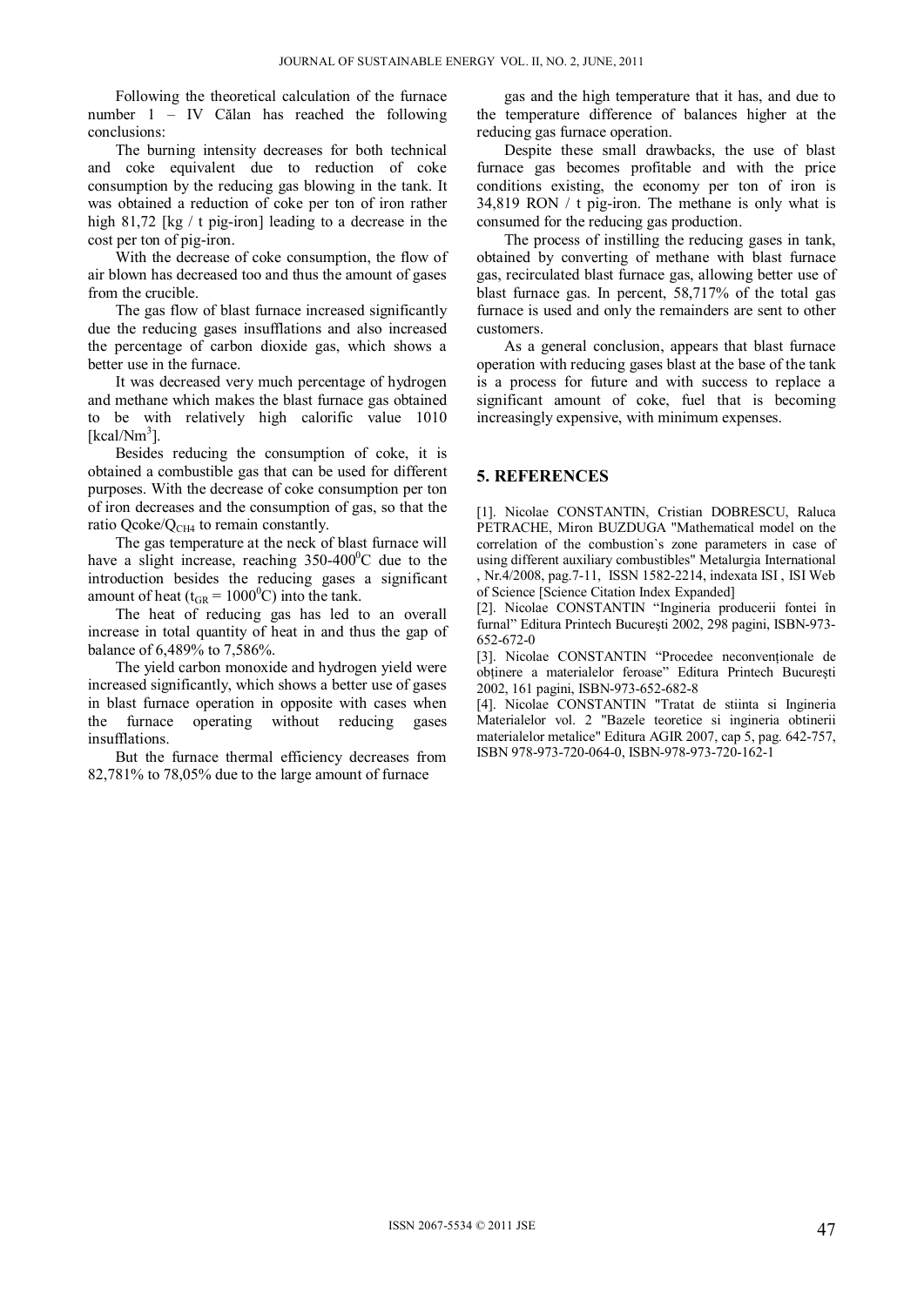Following the theoretical calculation of the furnace number 1 – IV Călan has reached the following conclusions:

The burning intensity decreases for both technical and coke equivalent due to reduction of coke consumption by the reducing gas blowing in the tank. It was obtained a reduction of coke per ton of iron rather high 81,72 [kg / t pig-iron] leading to a decrease in the cost per ton of pig-iron.

With the decrease of coke consumption, the flow of air blown has decreased too and thus the amount of gases from the crucible.

The gas flow of blast furnace increased significantly due the reducing gases insufflations and also increased the percentage of carbon dioxide gas, which shows a better use in the furnace.

It was decreased very much percentage of hydrogen and methane which makes the blast furnace gas obtained to be with relatively high calorific value 1010 [kcal/Nm$^3$].

Besides reducing the consumption of coke, it is obtained a combustible gas that can be used for different purposes. With the decrease of coke consumption per ton of iron decreases and the consumption of gas, so that the ratio $Q_{coke}/Q_{CH4}$ to remain constantly.

The gas temperature at the neck of blast furnace will have a slight increase, reaching 350-400$^0$C due to the introduction besides the reducing gases a significant amount of heat ($t_{GR}$ = 1000$^0$C) into the tank.

The heat of reducing gas has led to an overall increase in total quantity of heat in and thus the gap of balance of 6,489% to 7,586%.

The yield carbon monoxide and hydrogen yield were increased significantly, which shows a better use of gases in blast furnace operation in opposite with cases when the furnace operating without reducing gases insufflations.

But the furnace thermal efficiency decreases from 82,781% to 78,05% due to the large amount of furnace gas and the high temperature that it has, and due to the temperature difference of balances higher at the reducing gas furnace operation.

Despite these small drawbacks, the use of blast furnace gas becomes profitable and with the price conditions existing, the economy per ton of iron is 34,819 RON / t pig-iron. The methane is only what is consumed for the reducing gas production.

The process of instilling the reducing gases in tank, obtained by converting of methane with blast furnace gas, recirculated blast furnace gas, allowing better use of blast furnace gas. In percent, 58,717% of the total gas furnace is used and only the remainders are sent to other customers.

As a general conclusion, appears that blast furnace operation with reducing gases blast at the base of the tank is a process for future and with success to replace a significant amount of coke, fuel that is becoming increasingly expensive, with minimum expenses.

## 5. REFERENCES

[1]. Nicolae CONSTANTIN, Cristian DOBRESCU, Raluca PETRACHE, Miron BUZDUGA "Mathematical model on the correlation of the combustion`s zone parameters in case of using different auxiliary combustibles" Metalurgia International , Nr.4/2008, pag.7-11, ISSN 1582-2214, indexata ISI , ISI Web of Science [Science Citation Index Expanded]

[2]. Nicolae CONSTANTIN "Ingineria producerii fontei în furnal" Editura Printech Bucureşti 2002, 298 pagini, ISBN-973-652-672-0

[3]. Nicolae CONSTANTIN "Procedee neconvenţionale de obţinere a materialelor feroase" Editura Printech Bucureşti 2002, 161 pagini, ISBN-973-652-682-8

[4]. Nicolae CONSTANTIN "Tratat de stiinta si Ingineria Materialelor vol. 2 "Bazele teoretice si ingineria obtinerii materialelor metalice" Editura AGIR 2007, cap 5, pag. 642-757, ISBN 978-973-720-064-0, ISBN-978-973-720-162-1